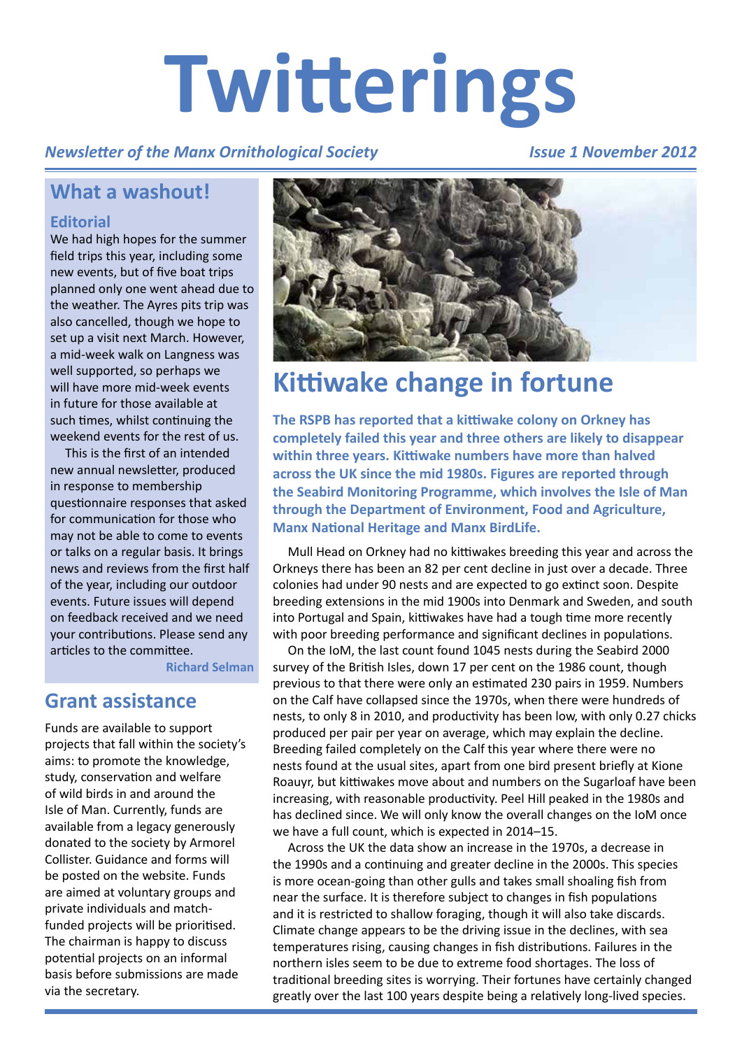# Twitterings

*Newsletter of the Manx Ornithological Society* *Issue 1 November 2012*

## What a washout!

### Editorial

We had high hopes for the summer field trips this year, including some new events, but of five boat trips planned only one went ahead due to the weather. The Ayres pits trip was also cancelled, though we hope to set up a visit next March. However, a mid-week walk on Langness was well supported, so perhaps we will have more mid-week events in future for those available at such times, whilst continuing the weekend events for the rest of us.

This is the first of an intended new annual newsletter, produced in response to membership questionnaire responses that asked for communication for those who may not be able to come to events or talks on a regular basis. It brings news and reviews from the first half of the year, including our outdoor events. Future issues will depend on feedback received and we need your contributions. Please send any articles to the committee.

**Richard Selman**

## Grant assistance

Funds are available to support projects that fall within the society's aims: to promote the knowledge, study, conservation and welfare of wild birds in and around the Isle of Man. Currently, funds are available from a legacy generously donated to the society by Armorel Collister. Guidance and forms will be posted on the website. Funds are aimed at voluntary groups and private individuals and match-funded projects will be prioritised. The chairman is happy to discuss potential projects on an informal basis before submissions are made via the secretary.

## Kittiwake change in fortune

**The RSPB has reported that a kittiwake colony on Orkney has completely failed this year and three others are likely to disappear within three years. Kittiwake numbers have more than halved across the UK since the mid 1980s. Figures are reported through the Seabird Monitoring Programme, which involves the Isle of Man through the Department of Environment, Food and Agriculture, Manx National Heritage and Manx BirdLife.**

Mull Head on Orkney had no kittiwakes breeding this year and across the Orkneys there has been an 82 per cent decline in just over a decade. Three colonies had under 90 nests and are expected to go extinct soon. Despite breeding extensions in the mid 1900s into Denmark and Sweden, and south into Portugal and Spain, kittiwakes have had a tough time more recently with poor breeding performance and significant declines in populations.

On the IoM, the last count found 1045 nests during the Seabird 2000 survey of the British Isles, down 17 per cent on the 1986 count, though previous to that there were only an estimated 230 pairs in 1959. Numbers on the Calf have collapsed since the 1970s, when there were hundreds of nests, to only 8 in 2010, and productivity has been low, with only 0.27 chicks produced per pair per year on average, which may explain the decline. Breeding failed completely on the Calf this year where there were no nests found at the usual sites, apart from one bird present briefly at Kione Roauyr, but kittiwakes move about and numbers on the Sugarloaf have been increasing, with reasonable productivity. Peel Hill peaked in the 1980s and has declined since. We will only know the overall changes on the IoM once we have a full count, which is expected in 2014–15.

Across the UK the data show an increase in the 1970s, a decrease in the 1990s and a continuing and greater decline in the 2000s. This species is more ocean-going than other gulls and takes small shoaling fish from near the surface. It is therefore subject to changes in fish populations and it is restricted to shallow foraging, though it will also take discards. Climate change appears to be the driving issue in the declines, with sea temperatures rising, causing changes in fish distributions. Failures in the northern isles seem to be due to extreme food shortages. The loss of traditional breeding sites is worrying. Their fortunes have certainly changed greatly over the last 100 years despite being a relatively long-lived species.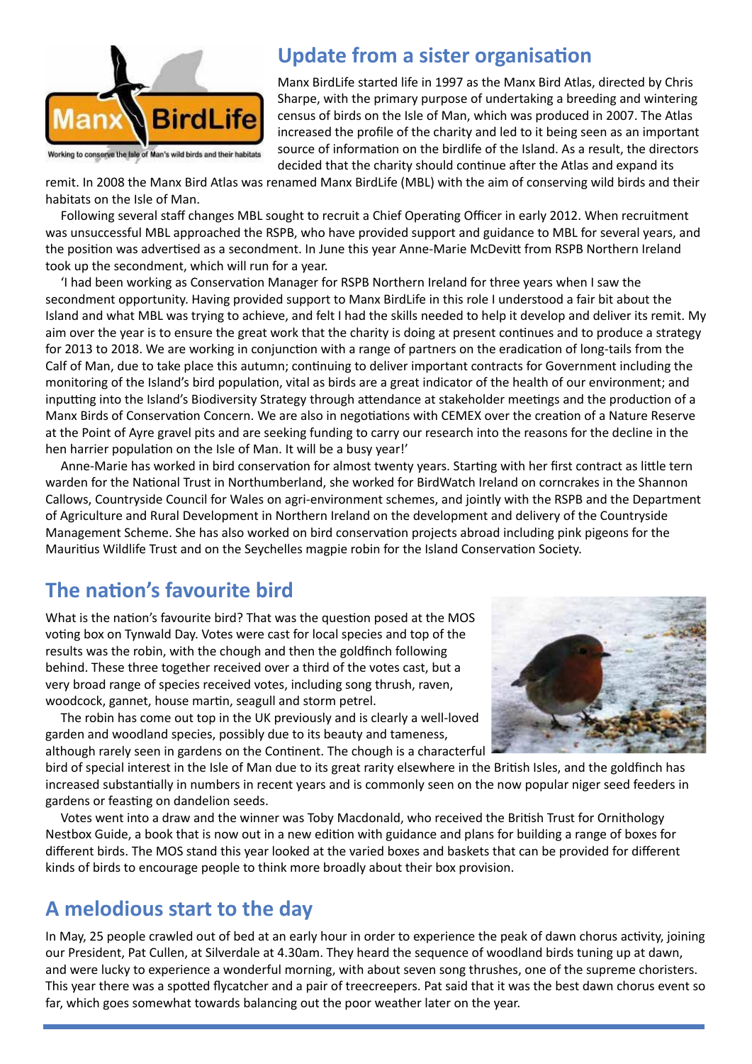## Update from a sister organisation

Manx BirdLife started life in 1997 as the Manx Bird Atlas, directed by Chris Sharpe, with the primary purpose of undertaking a breeding and wintering census of birds on the Isle of Man, which was produced in 2007. The Atlas increased the profile of the charity and led to it being seen as an important source of information on the birdlife of the Island. As a result, the directors decided that the charity should continue after the Atlas and expand its remit. In 2008 the Manx Bird Atlas was renamed Manx BirdLife (MBL) with the aim of conserving wild birds and their habitats on the Isle of Man.

Following several staff changes MBL sought to recruit a Chief Operating Officer in early 2012. When recruitment was unsuccessful MBL approached the RSPB, who have provided support and guidance to MBL for several years, and the position was advertised as a secondment. In June this year Anne-Marie McDevitt from RSPB Northern Ireland took up the secondment, which will run for a year.

'I had been working as Conservation Manager for RSPB Northern Ireland for three years when I saw the secondment opportunity. Having provided support to Manx BirdLife in this role I understood a fair bit about the Island and what MBL was trying to achieve, and felt I had the skills needed to help it develop and deliver its remit. My aim over the year is to ensure the great work that the charity is doing at present continues and to produce a strategy for 2013 to 2018. We are working in conjunction with a range of partners on the eradication of long-tails from the Calf of Man, due to take place this autumn; continuing to deliver important contracts for Government including the monitoring of the Island's bird population, vital as birds are a great indicator of the health of our environment; and inputting into the Island's Biodiversity Strategy through attendance at stakeholder meetings and the production of a Manx Birds of Conservation Concern. We are also in negotiations with CEMEX over the creation of a Nature Reserve at the Point of Ayre gravel pits and are seeking funding to carry our research into the reasons for the decline in the hen harrier population on the Isle of Man. It will be a busy year!'

Anne-Marie has worked in bird conservation for almost twenty years. Starting with her first contract as little tern warden for the National Trust in Northumberland, she worked for BirdWatch Ireland on corncrakes in the Shannon Callows, Countryside Council for Wales on agri-environment schemes, and jointly with the RSPB and the Department of Agriculture and Rural Development in Northern Ireland on the development and delivery of the Countryside Management Scheme. She has also worked on bird conservation projects abroad including pink pigeons for the Mauritius Wildlife Trust and on the Seychelles magpie robin for the Island Conservation Society.

## The nation's favourite bird

What is the nation's favourite bird? That was the question posed at the MOS voting box on Tynwald Day. Votes were cast for local species and top of the results was the robin, with the chough and then the goldfinch following behind. These three together received over a third of the votes cast, but a very broad range of species received votes, including song thrush, raven, woodcock, gannet, house martin, seagull and storm petrel.

The robin has come out top in the UK previously and is clearly a well-loved garden and woodland species, possibly due to its beauty and tameness, although rarely seen in gardens on the Continent. The chough is a characterful bird of special interest in the Isle of Man due to its great rarity elsewhere in the British Isles, and the goldfinch has increased substantially in numbers in recent years and is commonly seen on the now popular niger seed feeders in gardens or feasting on dandelion seeds.

Votes went into a draw and the winner was Toby Macdonald, who received the British Trust for Ornithology Nestbox Guide, a book that is now out in a new edition with guidance and plans for building a range of boxes for different birds. The MOS stand this year looked at the varied boxes and baskets that can be provided for different kinds of birds to encourage people to think more broadly about their box provision.

## A melodious start to the day

In May, 25 people crawled out of bed at an early hour in order to experience the peak of dawn chorus activity, joining our President, Pat Cullen, at Silverdale at 4.30am. They heard the sequence of woodland birds tuning up at dawn, and were lucky to experience a wonderful morning, with about seven song thrushes, one of the supreme choristers. This year there was a spotted flycatcher and a pair of treecreepers. Pat said that it was the best dawn chorus event so far, which goes somewhat towards balancing out the poor weather later on the year.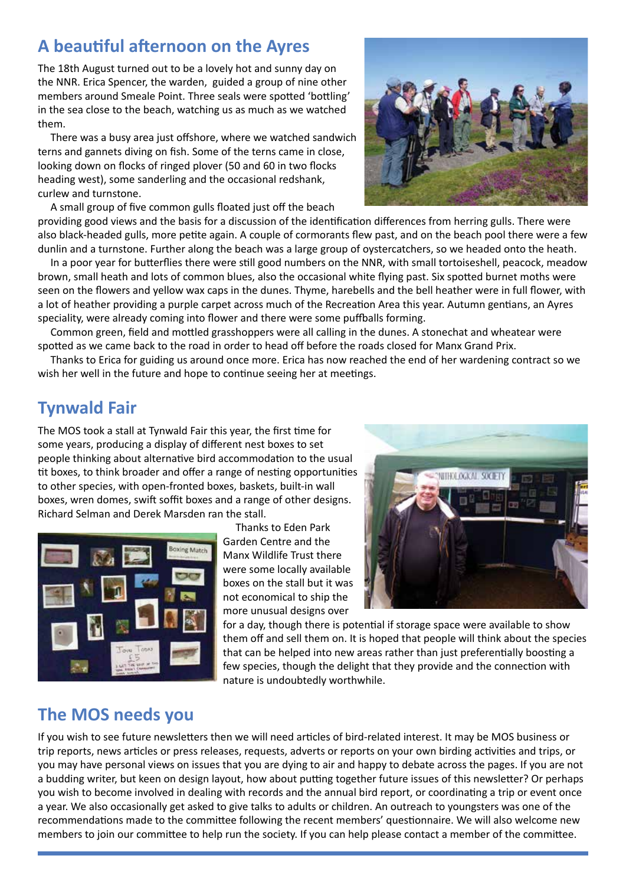## A beautiful afternoon on the Ayres

The 18th August turned out to be a lovely hot and sunny day on the NNR. Erica Spencer, the warden, guided a group of nine other members around Smeale Point. Three seals were spotted 'bottling' in the sea close to the beach, watching us as much as we watched them.

There was a busy area just offshore, where we watched sandwich terns and gannets diving on fish. Some of the terns came in close, looking down on flocks of ringed plover (50 and 60 in two flocks heading west), some sanderling and the occasional redshank, curlew and turnstone.

A small group of five common gulls floated just off the beach providing good views and the basis for a discussion of the identification differences from herring gulls. There were also black-headed gulls, more petite again. A couple of cormorants flew past, and on the beach pool there were a few dunlin and a turnstone. Further along the beach was a large group of oystercatchers, so we headed onto the heath.

In a poor year for butterflies there were still good numbers on the NNR, with small tortoiseshell, peacock, meadow brown, small heath and lots of common blues, also the occasional white flying past. Six spotted burnet moths were seen on the flowers and yellow wax caps in the dunes. Thyme, harebells and the bell heather were in full flower, with a lot of heather providing a purple carpet across much of the Recreation Area this year. Autumn gentians, an Ayres speciality, were already coming into flower and there were some puffballs forming.

Common green, field and mottled grasshoppers were all calling in the dunes. A stonechat and wheatear were spotted as we came back to the road in order to head off before the roads closed for Manx Grand Prix.

Thanks to Erica for guiding us around once more. Erica has now reached the end of her wardening contract so we wish her well in the future and hope to continue seeing her at meetings.

## Tynwald Fair

The MOS took a stall at Tynwald Fair this year, the first time for some years, producing a display of different nest boxes to set people thinking about alternative bird accommodation to the usual tit boxes, to think broader and offer a range of nesting opportunities to other species, with open-fronted boxes, baskets, built-in wall boxes, wren domes, swift soffit boxes and a range of other designs. Richard Selman and Derek Marsden ran the stall.

Thanks to Eden Park Garden Centre and the Manx Wildlife Trust there were some locally available boxes on the stall but it was not economical to ship the more unusual designs over for a day, though there is potential if storage space were available to show them off and sell them on. It is hoped that people will think about the species that can be helped into new areas rather than just preferentially boosting a few species, though the delight that they provide and the connection with nature is undoubtedly worthwhile.

## The MOS needs you

If you wish to see future newsletters then we will need articles of bird-related interest. It may be MOS business or trip reports, news articles or press releases, requests, adverts or reports on your own birding activities and trips, or you may have personal views on issues that you are dying to air and happy to debate across the pages. If you are not a budding writer, but keen on design layout, how about putting together future issues of this newsletter? Or perhaps you wish to become involved in dealing with records and the annual bird report, or coordinating a trip or event once a year. We also occasionally get asked to give talks to adults or children. An outreach to youngsters was one of the recommendations made to the committee following the recent members' questionnaire. We will also welcome new members to join our committee to help run the society. If you can help please contact a member of the committee.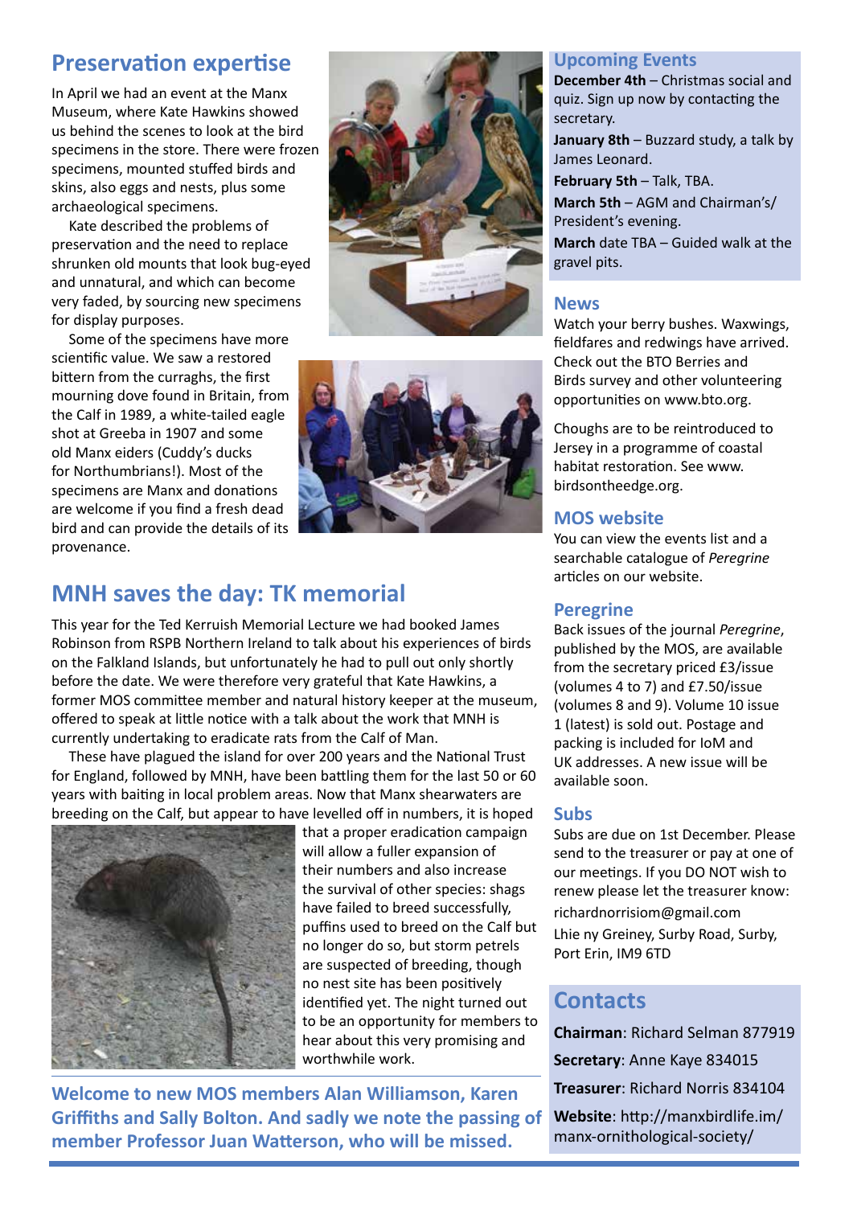## Preservation expertise

In April we had an event at the Manx Museum, where Kate Hawkins showed us behind the scenes to look at the bird specimens in the store. There were frozen specimens, mounted stuffed birds and skins, also eggs and nests, plus some archaeological specimens.

Kate described the problems of preservation and the need to replace shrunken old mounts that look bug-eyed and unnatural, and which can become very faded, by sourcing new specimens for display purposes.

Some of the specimens have more scientific value. We saw a restored bittern from the curraghs, the first mourning dove found in Britain, from the Calf in 1989, a white-tailed eagle shot at Greeba in 1907 and some old Manx eiders (Cuddy's ducks for Northumbrians!). Most of the specimens are Manx and donations are welcome if you find a fresh dead bird and can provide the details of its provenance.

## MNH saves the day: TK memorial

This year for the Ted Kerruish Memorial Lecture we had booked James Robinson from RSPB Northern Ireland to talk about his experiences of birds on the Falkland Islands, but unfortunately he had to pull out only shortly before the date. We were therefore very grateful that Kate Hawkins, a former MOS committee member and natural history keeper at the museum, offered to speak at little notice with a talk about the work that MNH is currently undertaking to eradicate rats from the Calf of Man.

These have plagued the island for over 200 years and the National Trust for England, followed by MNH, have been battling them for the last 50 or 60 years with baiting in local problem areas. Now that Manx shearwaters are breeding on the Calf, but appear to have levelled off in numbers, it is hoped that a proper eradication campaign will allow a fuller expansion of their numbers and also increase the survival of other species: shags have failed to breed successfully, puffins used to breed on the Calf but no longer do so, but storm petrels are suspected of breeding, though no nest site has been positively identified yet. The night turned out to be an opportunity for members to hear about this very promising and worthwhile work.

**Welcome to new MOS members Alan Williamson, Karen Griffiths and Sally Bolton. And sadly we note the passing of member Professor Juan Watterson, who will be missed.**

## Upcoming Events

**December 4th** – Christmas social and quiz. Sign up now by contacting the secretary.

**January 8th** – Buzzard study, a talk by James Leonard.

**February 5th** – Talk, TBA.

**March 5th** – AGM and Chairman's/President's evening.

**March** date TBA – Guided walk at the gravel pits.

## News

Watch your berry bushes. Waxwings, fieldfares and redwings have arrived. Check out the BTO Berries and Birds survey and other volunteering opportunities on www.bto.org.

Choughs are to be reintroduced to Jersey in a programme of coastal habitat restoration. See www.birdsontheedge.org.

## MOS website

You can view the events list and a searchable catalogue of *Peregrine* articles on our website.

## Peregrine

Back issues of the journal *Peregrine*, published by the MOS, are available from the secretary priced £3/issue (volumes 4 to 7) and £7.50/issue (volumes 8 and 9). Volume 10 issue 1 (latest) is sold out. Postage and packing is included for IoM and UK addresses. A new issue will be available soon.

## Subs

Subs are due on 1st December. Please send to the treasurer or pay at one of our meetings. If you DO NOT wish to renew please let the treasurer know:
richardnorrisiom@gmail.com
Lhie ny Greiney, Surby Road, Surby, Port Erin, IM9 6TD

## Contacts

**Chairman**: Richard Selman 877919

**Secretary**: Anne Kaye 834015

**Treasurer**: Richard Norris 834104

**Website**: http://manxbirdlife.im/manx-ornithological-society/